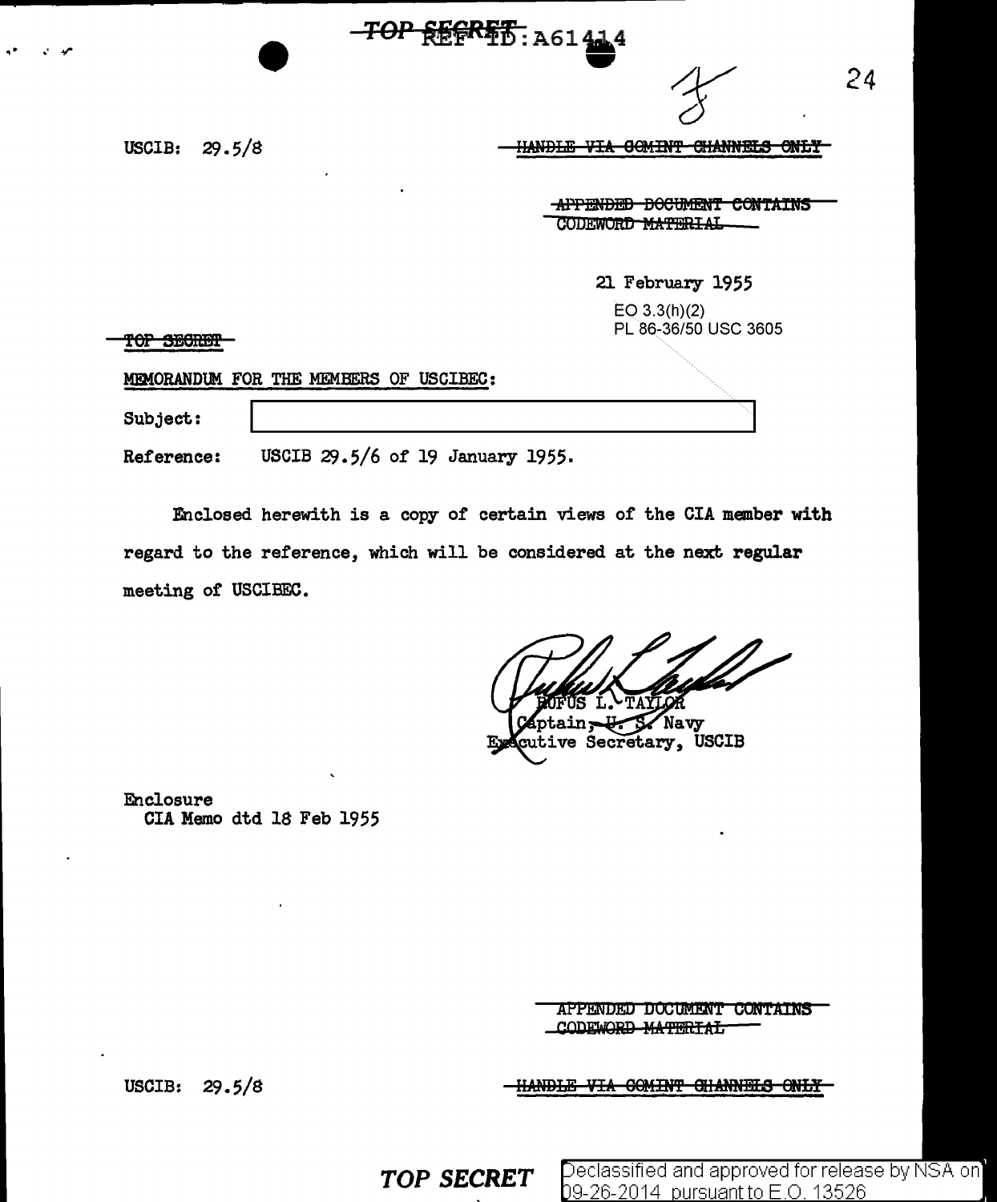TOP SECRET

USCIB: 29.5/8

~~HANDLE VIA COMINT CHANNELS ONLY~~

~~APPENDED DOCUMENT CONTAINS CODEWORD MATERIAL~~

21 February 1955

EO 3.3(h)(2)
PL 86-36/50 USC 3605

~~TOP SECRET~~

MEMORANDUM FOR THE MEMBERS OF USCIBEC:

Subject: [redacted]

Reference: USCIB 29.5/6 of 19 January 1955.

Enclosed herewith is a copy of certain views of the CIA member with regard to the reference, which will be considered at the next regular meeting of USCIBEC.

RUFUS L. TAYLOR
Captain, U. S. Navy
Executive Secretary, USCIB

Enclosure
CIA Memo dtd 18 Feb 1955

~~APPENDED DOCUMENT CONTAINS CODEWORD MATERIAL~~

USCIB: 29.5/8

~~HANDLE VIA COMINT CHANNELS ONLY~~

TOP SECRET

Declassified and approved for release by NSA on 09-26-2014 pursuant to E.O. 13526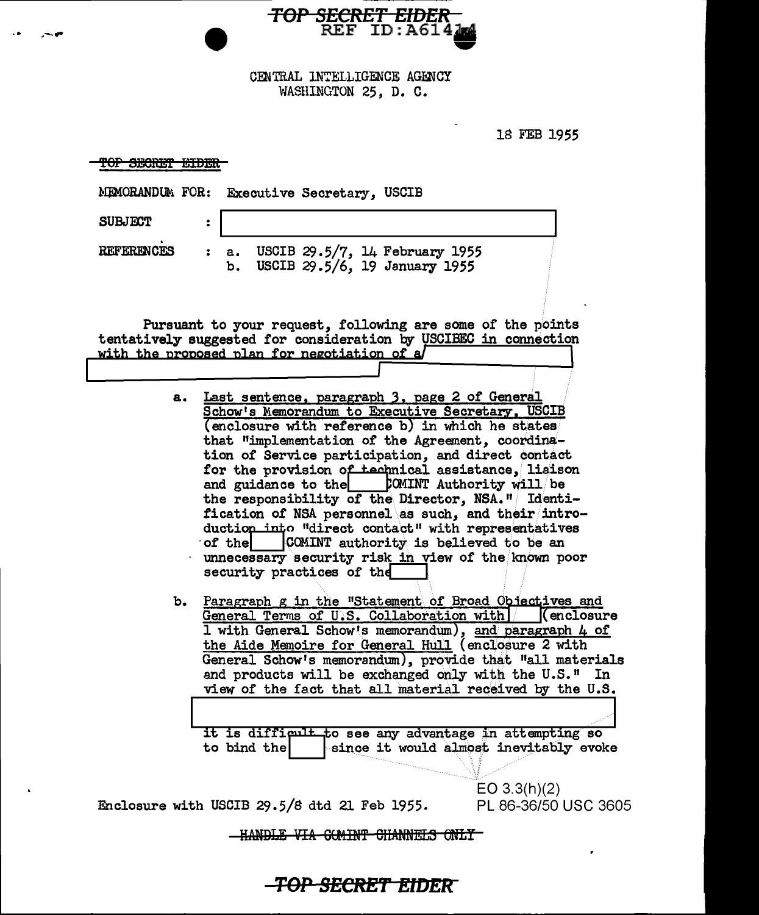TOP SECRET EIDER

REF ID:A61414

CENTRAL INTELLIGENCE AGENCY
WASHINGTON 25, D. C.

18 FEB 1955

~~TOP SECRET EIDER~~

MEMORANDUM FOR: Executive Secretary, USCIB

SUBJECT : [redacted]

REFERENCES : a. USCIB 29.5/7, 14 February 1955
b. USCIB 29.5/6, 19 January 1955

Pursuant to your request, following are some of the points tentatively suggested for consideration by USCIBEC in connection with the proposed plan for negotiation of a [redacted]

a. Last sentence, paragraph 3, page 2 of General Schow's Memorandum to Executive Secretary, USCIB (enclosure with reference b) in which he states that "implementation of the Agreement, coordination of Service participation, and direct contact for the provision of technical assistance, liaison and guidance to the [redacted] COMINT Authority will be the responsibility of the Director, NSA." Identification of NSA personnel as such, and their introduction into "direct contact" with representatives of the [redacted] COMINT authority is believed to be an unnecessary security risk in view of the known poor security practices of the [redacted]

b. Paragraph g in the "Statement of Broad Objectives and General Terms of U.S. Collaboration with [redacted] (enclosure 1 with General Schow's memorandum), and paragraph 4 of the Aide Memoire for General Hull (enclosure 2 with General Schow's memorandum), provide that "all materials and products will be exchanged only with the U.S." In view of the fact that all material received by the U.S. [redacted] it is difficult to see any advantage in attempting so to bind the [redacted] since it would almost inevitably evoke

EO 3.3(h)(2)
PL 86-36/50 USC 3605

Enclosure with USCIB 29.5/8 dtd 21 Feb 1955.

~~HANDLE VIA COMINT CHANNELS ONLY~~

TOP SECRET EIDER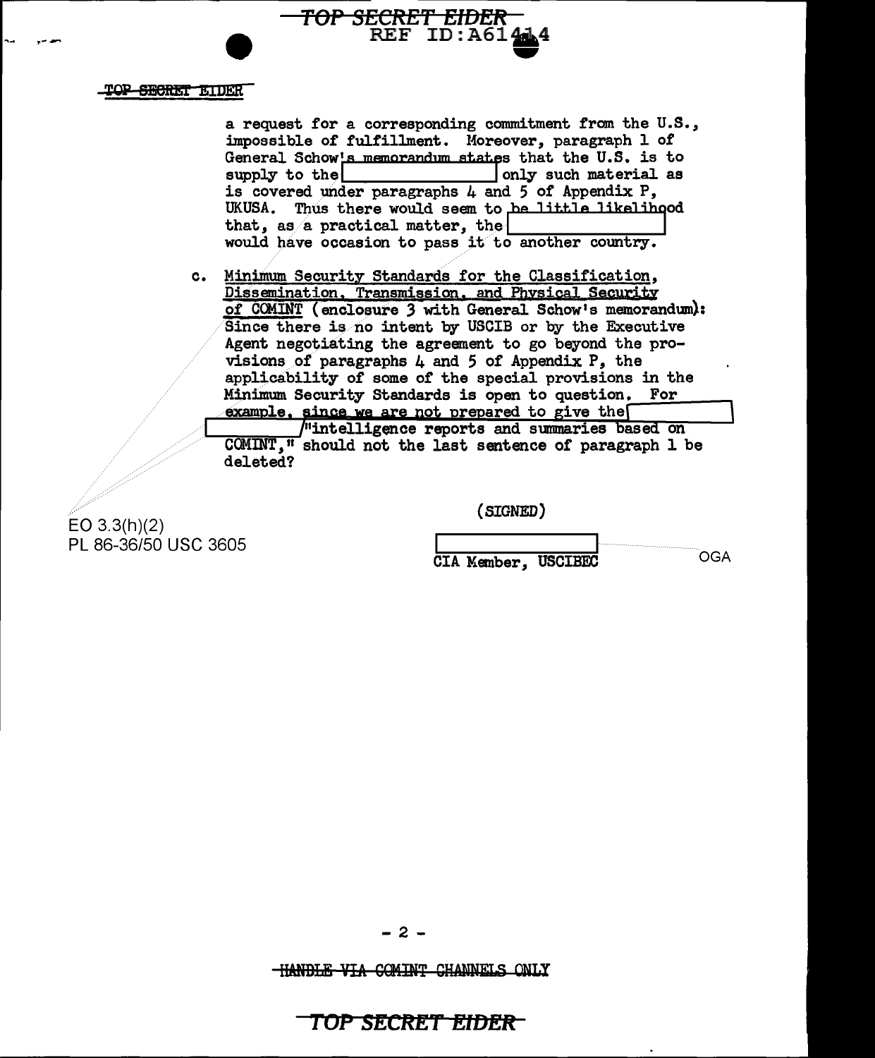a request for a corresponding commitment from the U.S., impossible of fulfillment. Moreover, paragraph 1 of General Schow's memorandum states that the U.S. is to supply to the [redacted] only such material as is covered under paragraphs 4 and 5 of Appendix P, UKUSA. Thus there would seem to be little likelihood that, as a practical matter, the [redacted] would have occasion to pass it to another country.

c. Minimum Security Standards for the Classification, Dissemination, Transmission, and Physical Security of COMINT (enclosure 3 with General Schow's memorandum): Since there is no intent by USCIB or by the Executive Agent negotiating the agreement to go beyond the provisions of paragraphs 4 and 5 of Appendix P, the applicability of some of the special provisions in the Minimum Security Standards is open to question. For example, since we are not prepared to give the [redacted] "intelligence reports and summaries based on COMINT," should not the last sentence of paragraph 1 be deleted?

EO 3.3(h)(2)
PL 86-36/50 USC 3605

(SIGNED)

[redacted]
CIA Member, USCIBEC

OGA

HANDLE VIA COMINT CHANNELS ONLY